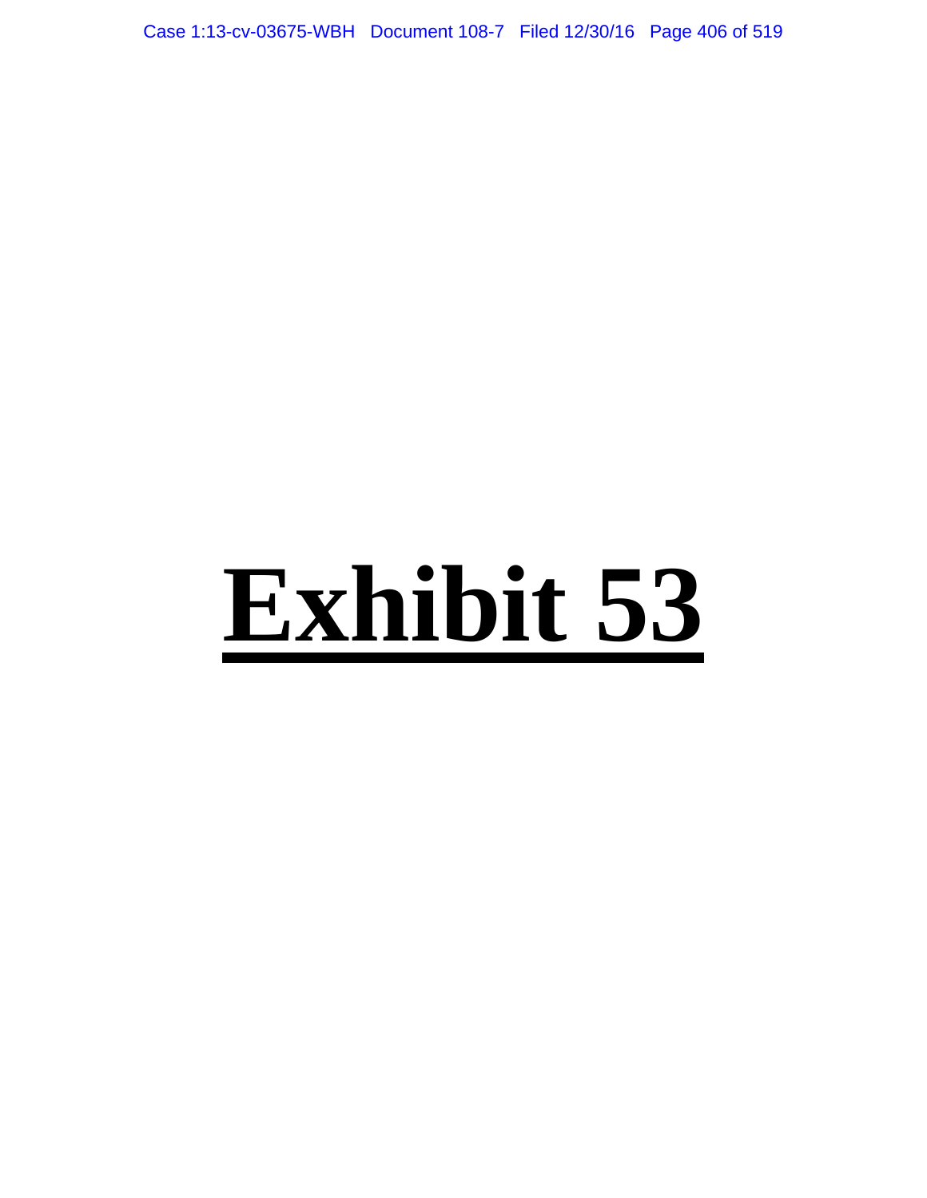# Exhibit 53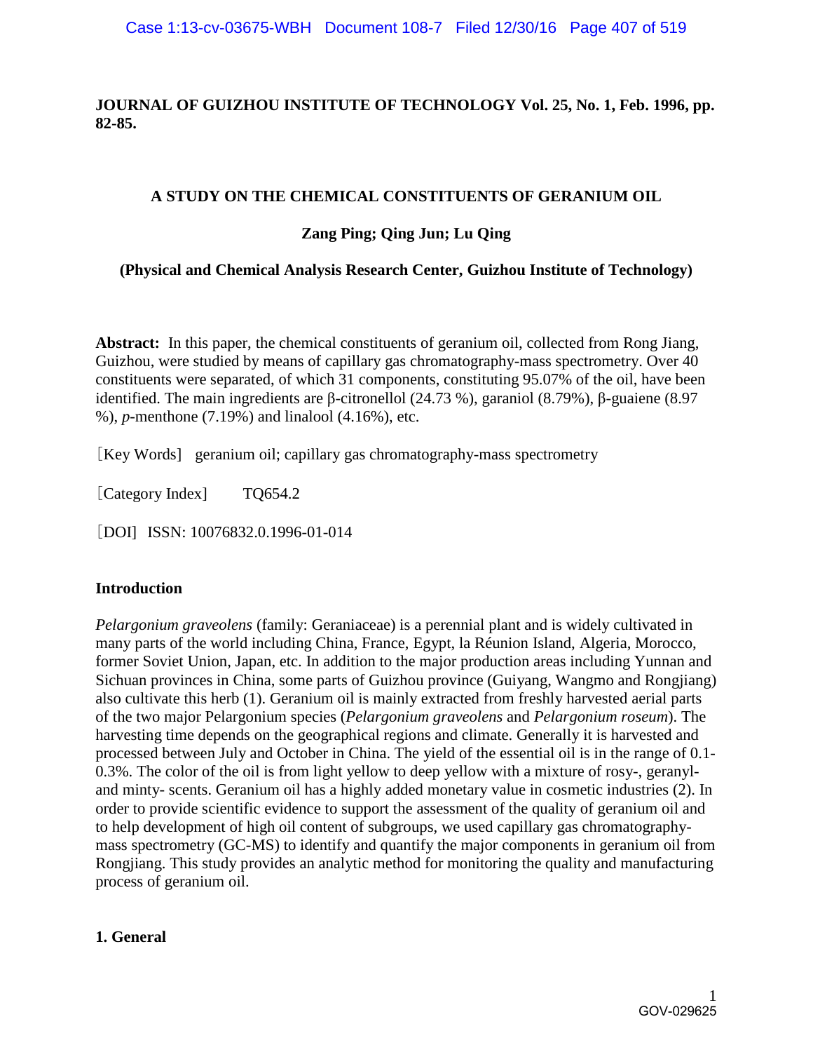**JOURNAL OF GUIZHOU INSTITUTE OF TECHNOLOGY Vol. 25, No. 1, Feb. 1996, pp. 82-85.**

## A STUDY ON THE CHEMICAL CONSTITUENTS OF GERANIUM OIL

**Zang Ping; Qing Jun; Lu Qing**

**(Physical and Chemical Analysis Research Center, Guizhou Institute of Technology)**

**Abstract:** In this paper, the chemical constituents of geranium oil, collected from Rong Jiang, Guizhou, were studied by means of capillary gas chromatography-mass spectrometry. Over 40 constituents were separated, of which 31 components, constituting 95.07% of the oil, have been identified. The main ingredients are β-citronellol (24.73 %), garaniol (8.79%), β-guaiene (8.97 %), *p*-menthone (7.19%) and linalool (4.16%), etc.

［Key Words］ geranium oil; capillary gas chromatography-mass spectrometry

［Category Index］ TQ654.2

［DOI］ ISSN: 10076832.0.1996-01-014

### Introduction

*Pelargonium graveolens* (family: Geraniaceae) is a perennial plant and is widely cultivated in many parts of the world including China, France, Egypt, la Réunion Island, Algeria, Morocco, former Soviet Union, Japan, etc. In addition to the major production areas including Yunnan and Sichuan provinces in China, some parts of Guizhou province (Guiyang, Wangmo and Rongjiang) also cultivate this herb (1). Geranium oil is mainly extracted from freshly harvested aerial parts of the two major Pelargonium species (*Pelargonium graveolens* and *Pelargonium roseum*). The harvesting time depends on the geographical regions and climate. Generally it is harvested and processed between July and October in China. The yield of the essential oil is in the range of 0.1-0.3%. The color of the oil is from light yellow to deep yellow with a mixture of rosy-, geranyl- and minty- scents. Geranium oil has a highly added monetary value in cosmetic industries (2). In order to provide scientific evidence to support the assessment of the quality of geranium oil and to help development of high oil content of subgroups, we used capillary gas chromatography-mass spectrometry (GC-MS) to identify and quantify the major components in geranium oil from Rongjiang. This study provides an analytic method for monitoring the quality and manufacturing process of geranium oil.

### 1. General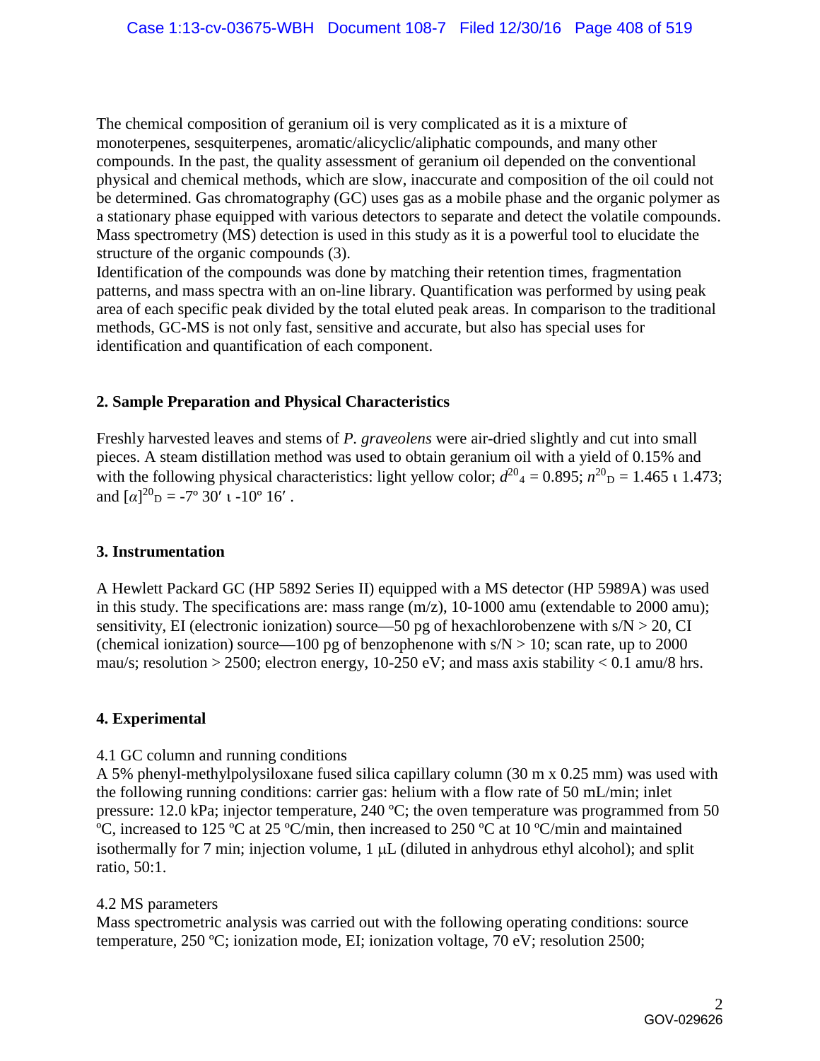The chemical composition of geranium oil is very complicated as it is a mixture of monoterpenes, sesquiterpenes, aromatic/alicyclic/aliphatic compounds, and many other compounds. In the past, the quality assessment of geranium oil depended on the conventional physical and chemical methods, which are slow, inaccurate and composition of the oil could not be determined. Gas chromatography (GC) uses gas as a mobile phase and the organic polymer as a stationary phase equipped with various detectors to separate and detect the volatile compounds. Mass spectrometry (MS) detection is used in this study as it is a powerful tool to elucidate the structure of the organic compounds (3).

Identification of the compounds was done by matching their retention times, fragmentation patterns, and mass spectra with an on-line library. Quantification was performed by using peak area of each specific peak divided by the total eluted peak areas. In comparison to the traditional methods, GC-MS is not only fast, sensitive and accurate, but also has special uses for identification and quantification of each component.

## 2. Sample Preparation and Physical Characteristics

Freshly harvested leaves and stems of *P. graveolens* were air-dried slightly and cut into small pieces. A steam distillation method was used to obtain geranium oil with a yield of 0.15% and with the following physical characteristics: light yellow color; $d^{20}_{4} = 0.895$; $n^{20}_{D} = 1.465$ ι $1.473$; and $[\alpha]^{20}_{D} = -7^{o}\ 30'$ ι $-10^{o}\ 16'$ .

## 3. Instrumentation

A Hewlett Packard GC (HP 5892 Series II) equipped with a MS detector (HP 5989A) was used in this study. The specifications are: mass range (m/z), 10-1000 amu (extendable to 2000 amu); sensitivity, EI (electronic ionization) source—50 pg of hexachlorobenzene with s/N > 20, CI (chemical ionization) source—100 pg of benzophenone with s/N > 10; scan rate, up to 2000 mau/s; resolution > 2500; electron energy, 10-250 eV; and mass axis stability < 0.1 amu/8 hrs.

## 4. Experimental

4.1 GC column and running conditions

A 5% phenyl-methylpolysiloxane fused silica capillary column (30 m x 0.25 mm) was used with the following running conditions: carrier gas: helium with a flow rate of 50 mL/min; inlet pressure: 12.0 kPa; injector temperature, 240 ºC; the oven temperature was programmed from 50 ºC, increased to 125 ºC at 25 ºC/min, then increased to 250 ºC at 10 ºC/min and maintained isothermally for 7 min; injection volume, 1 μL (diluted in anhydrous ethyl alcohol); and split ratio, 50:1.

4.2 MS parameters

Mass spectrometric analysis was carried out with the following operating conditions: source temperature, 250 ºC; ionization mode, EI; ionization voltage, 70 eV; resolution 2500;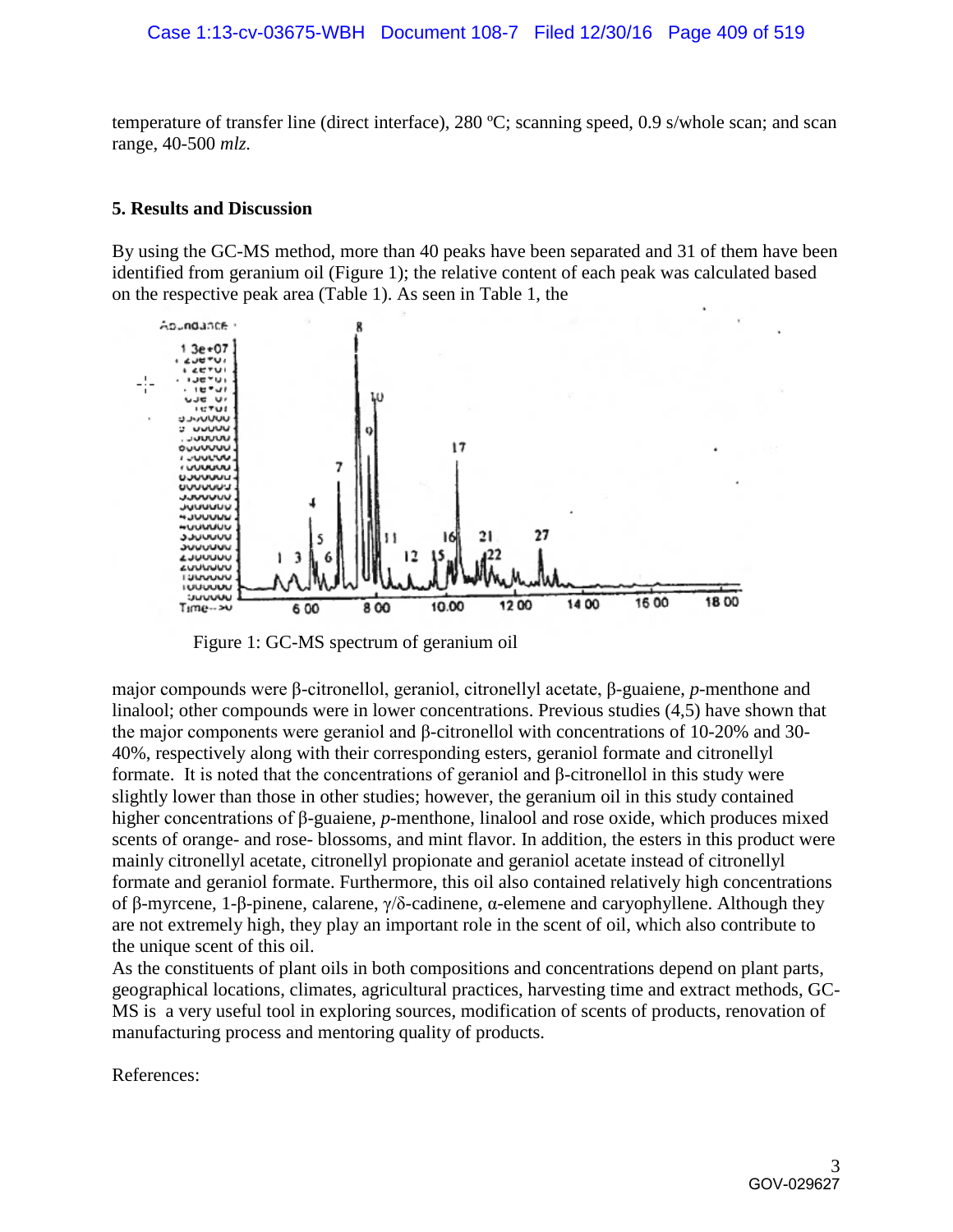temperature of transfer line (direct interface), 280 ºC; scanning speed, 0.9 s/whole scan; and scan range, 40-500 *mlz*.

## 5. Results and Discussion

By using the GC-MS method, more than 40 peaks have been separated and 31 of them have been identified from geranium oil (Figure 1); the relative content of each peak was calculated based on the respective peak area (Table 1). As seen in Table 1, the

Figure 1: GC-MS spectrum of geranium oil

major compounds were β-citronellol, geraniol, citronellyl acetate, β-guaiene, *p*-menthone and linalool; other compounds were in lower concentrations. Previous studies (4,5) have shown that the major components were geraniol and β-citronellol with concentrations of 10-20% and 30-40%, respectively along with their corresponding esters, geraniol formate and citronellyl formate. It is noted that the concentrations of geraniol and β-citronellol in this study were slightly lower than those in other studies; however, the geranium oil in this study contained higher concentrations of β-guaiene, *p*-menthone, linalool and rose oxide, which produces mixed scents of orange- and rose- blossoms, and mint flavor. In addition, the esters in this product were mainly citronellyl acetate, citronellyl propionate and geraniol acetate instead of citronellyl formate and geraniol formate. Furthermore, this oil also contained relatively high concentrations of β-myrcene, 1-β-pinene, calarene, γ/δ-cadinene, α-elemene and caryophyllene. Although they are not extremely high, they play an important role in the scent of oil, which also contribute to the unique scent of this oil.

As the constituents of plant oils in both compositions and concentrations depend on plant parts, geographical locations, climates, agricultural practices, harvesting time and extract methods, GC-MS is a very useful tool in exploring sources, modification of scents of products, renovation of manufacturing process and mentoring quality of products.

References: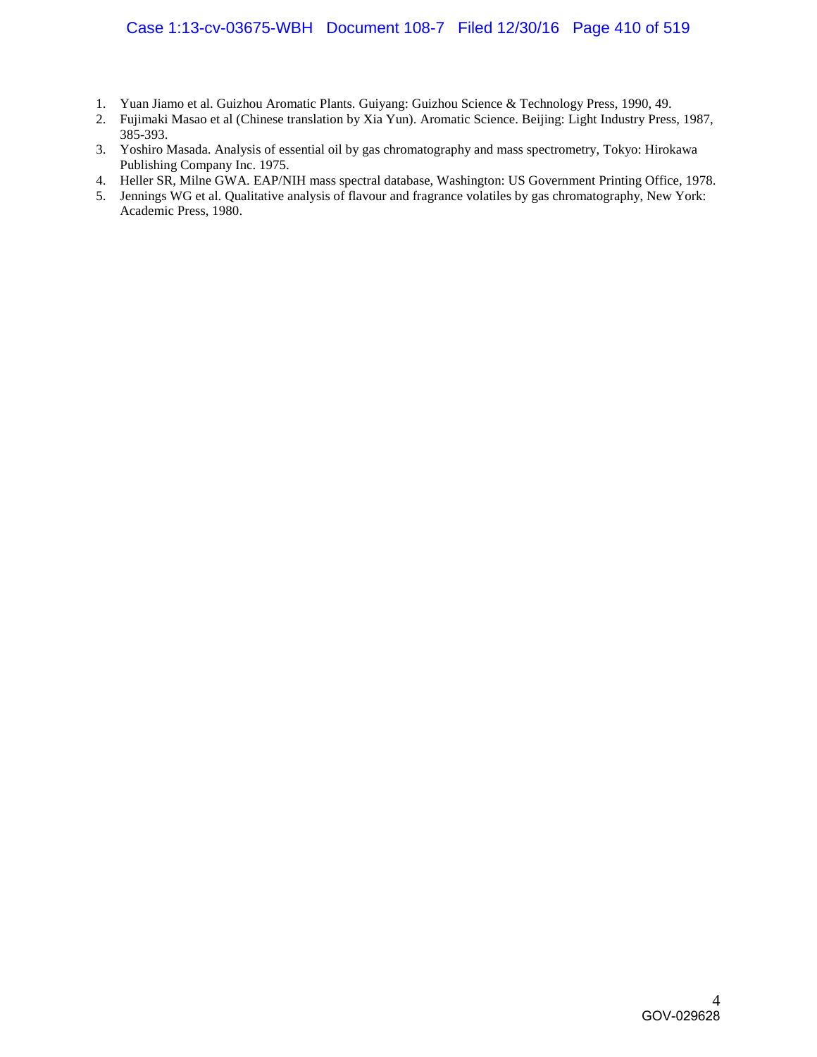1. Yuan Jiamo et al. Guizhou Aromatic Plants. Guiyang: Guizhou Science & Technology Press, 1990, 49.
2. Fujimaki Masao et al (Chinese translation by Xia Yun). Aromatic Science. Beijing: Light Industry Press, 1987, 385-393.
3. Yoshiro Masada. Analysis of essential oil by gas chromatography and mass spectrometry, Tokyo: Hirokawa Publishing Company Inc. 1975.
4. Heller SR, Milne GWA. EAP/NIH mass spectral database, Washington: US Government Printing Office, 1978.
5. Jennings WG et al. Qualitative analysis of flavour and fragrance volatiles by gas chromatography, New York: Academic Press, 1980.

GOV-029628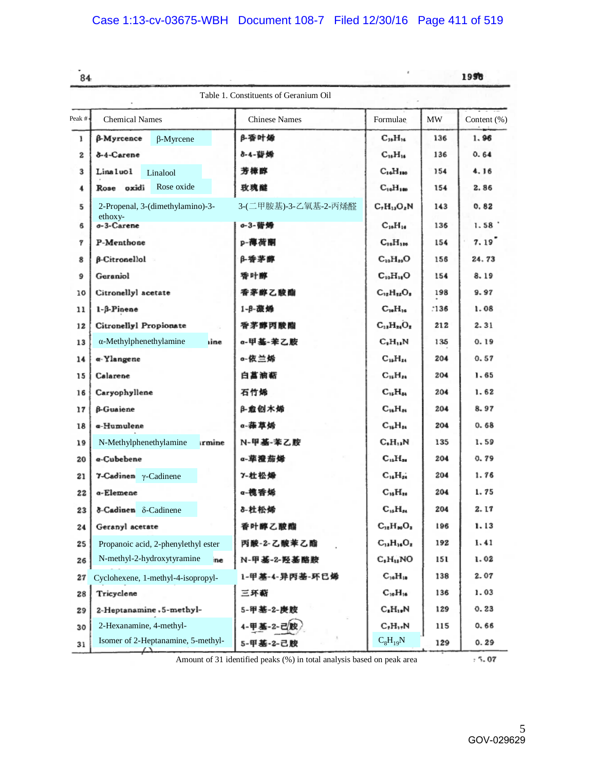Table 1. Constituents of Geranium Oil

| Peak # | Chemical Names | Chinese Names | Formulae | MW | Content (%) |
|---|---|---|---|---|---|
| 1 | β-Myrcene β-Myrcene | β-香叶烯 | $C_{10}H_{16}$ | 136 | 1.96 |
| 2 | δ-4-Carene | δ-4-蒈烯 | $C_{10}H_{16}$ | 136 | 0.64 |
| 3 | Linaluol Linalool | 芳樟醇 | $C_{10}H_{18}O$ | 154 | 4.16 |
| 4 | Rose oxidi Rose oxide | 玫瑰醚 | $C_{10}H_{18}O$ | 154 | 2.86 |
| 5 | 2-Propenal, 3-(dimethylamino)-3-ethoxy- | 3-(二甲胺基)-3-乙氧基-2-丙烯醛 | $C_7H_{13}O_2N$ | 143 | 0.82 |
| 6 | σ-3-Carene | σ-3-蒈烯 | $C_{10}H_{16}$ | 136 | 1.58 |
| 7 | P-Menthone | p-薄荷酮 | $C_{10}H_{18}O$ | 154 | 7.19 |
| 8 | β-Citronellol | β-香茅醇 | $C_{10}H_{20}O$ | 156 | 24.73 |
| 9 | Geraniol | 香叶醇 | $C_{10}H_{18}O$ | 154 | 8.19 |
| 10 | Citronellyl acetate | 香茅醇乙酸酯 | $C_{12}H_{22}O_2$ | 198 | 9.97 |
| 11 | 1-β-Pinene | 1-β-蒎烯 | $C_{10}H_{16}$ | 136 | 1.08 |
| 12 | Citronellyl Propionate | 香茅醇丙酸酯 | $C_{13}H_{24}O_2$ | 212 | 2.31 |
| 13 | α-Methylphenethylamine | α-甲基-苯乙胺 | $C_9H_{13}N$ | 135 | 0.19 |
| 14 | α-Ylangene | α-依兰烯 | $C_{15}H_{24}$ | 204 | 0.57 |
| 15 | Calarene | 白菖油萜 | $C_{15}H_{24}$ | 204 | 1.65 |
| 16 | Caryophyllene | 石竹烯 | $C_{15}H_{24}$ | 204 | 1.62 |
| 17 | β-Guaiene | β-愈创木烯 | $C_{15}H_{24}$ | 204 | 8.97 |
| 18 | α-Humulene | α-葎草烯 | $C_{15}H_{24}$ | 204 | 0.68 |
| 19 | N-Methylphenethylamine | N-甲基-苯乙胺 | $C_9H_{13}N$ | 135 | 1.59 |
| 20 | α-Cubebene | α-荜澄茄烯 | $C_{15}H_{24}$ | 204 | 0.79 |
| 21 | γ-Cadinen γ-Cadinene | γ-杜松烯 | $C_{15}H_{24}$ | 204 | 1.76 |
| 22 | α-Elemene | α-榄香烯 | $C_{15}H_{24}$ | 204 | 1.75 |
| 23 | δ-Cadinen δ-Cadinene | δ-杜松烯 | $C_{15}H_{24}$ | 204 | 2.17 |
| 24 | Geranyl acetate | 香叶醇乙酸酯 | $C_{12}H_{20}O_2$ | 196 | 1.13 |
| 25 | Propanoic acid, 2-phenylethyl ester | 丙酸-2-乙酸苯乙酯 | $C_{11}H_{14}O_2$ | 192 | 1.41 |
| 26 | N-methyl-2-hydroxytyramine | N-甲基-2-羟基酪胺 | $C_9H_{13}NO$ | 151 | 1.02 |
| 27 | Cyclohexene, 1-methyl-4-isopropyl- | 1-甲基-4-异丙基-环已烯 | $C_{10}H_{18}$ | 138 | 2.07 |
| 28 | Tricyclene | 三环萜 | $C_{10}H_{16}$ | 136 | 1.03 |
| 29 | 2-Heptanamine, 5-methyl- | 5-甲基-2-庚胺 | $C_8H_{19}N$ | 129 | 0.23 |
| 30 | 2-Hexanamine, 4-methyl- | 4-甲基-2-已胺 | $C_7H_{17}N$ | 115 | 0.66 |
| 31 | Isomer of 2-Heptanamine, 5-methyl- | 5-甲基-2-已胺 | $C_8H_{19}N$ | 129 | 0.29 |

Amount of 31 identified peaks (%) in total analysis based on peak area: 95.07

GOV-029629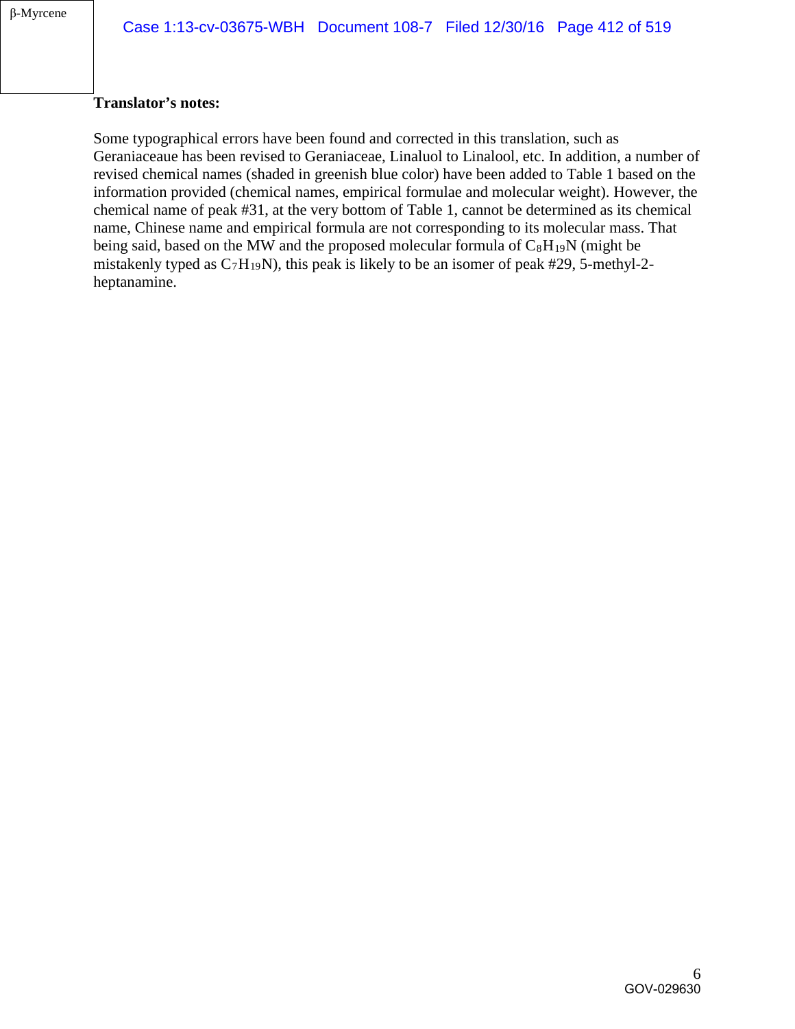β-Myrcene

**Translator's notes:**

Some typographical errors have been found and corrected in this translation, such as Geraniaceaue has been revised to Geraniaceae, Linaluol to Linalool, etc. In addition, a number of revised chemical names (shaded in greenish blue color) have been added to Table 1 based on the information provided (chemical names, empirical formulae and molecular weight). However, the chemical name of peak #31, at the very bottom of Table 1, cannot be determined as its chemical name, Chinese name and empirical formula are not corresponding to its molecular mass. That being said, based on the MW and the proposed molecular formula of $C_8H_{19}N$ (might be mistakenly typed as $C_7H_{19}N$), this peak is likely to be an isomer of peak #29, 5-methyl-2-heptanamine.

GOV-029630